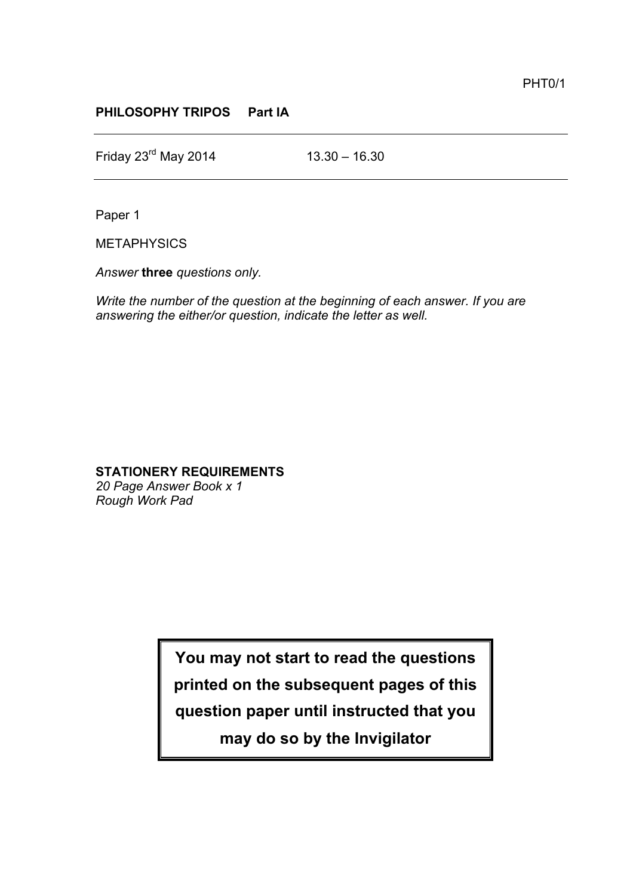PHT0/1

**PHILOSOPHY TRIPOS Part IA**

---

Friday 23rd May 2014 13.30 – 16.30

---

Paper 1

METAPHYSICS

*Answer* **three** *questions only.*

*Write the number of the question at the beginning of each answer. If you are answering the either/or question, indicate the letter as well.*

**STATIONERY REQUIREMENTS**
*20 Page Answer Book x 1*
*Rough Work Pad*

**You may not start to read the questions printed on the subsequent pages of this question paper until instructed that you may do so by the Invigilator**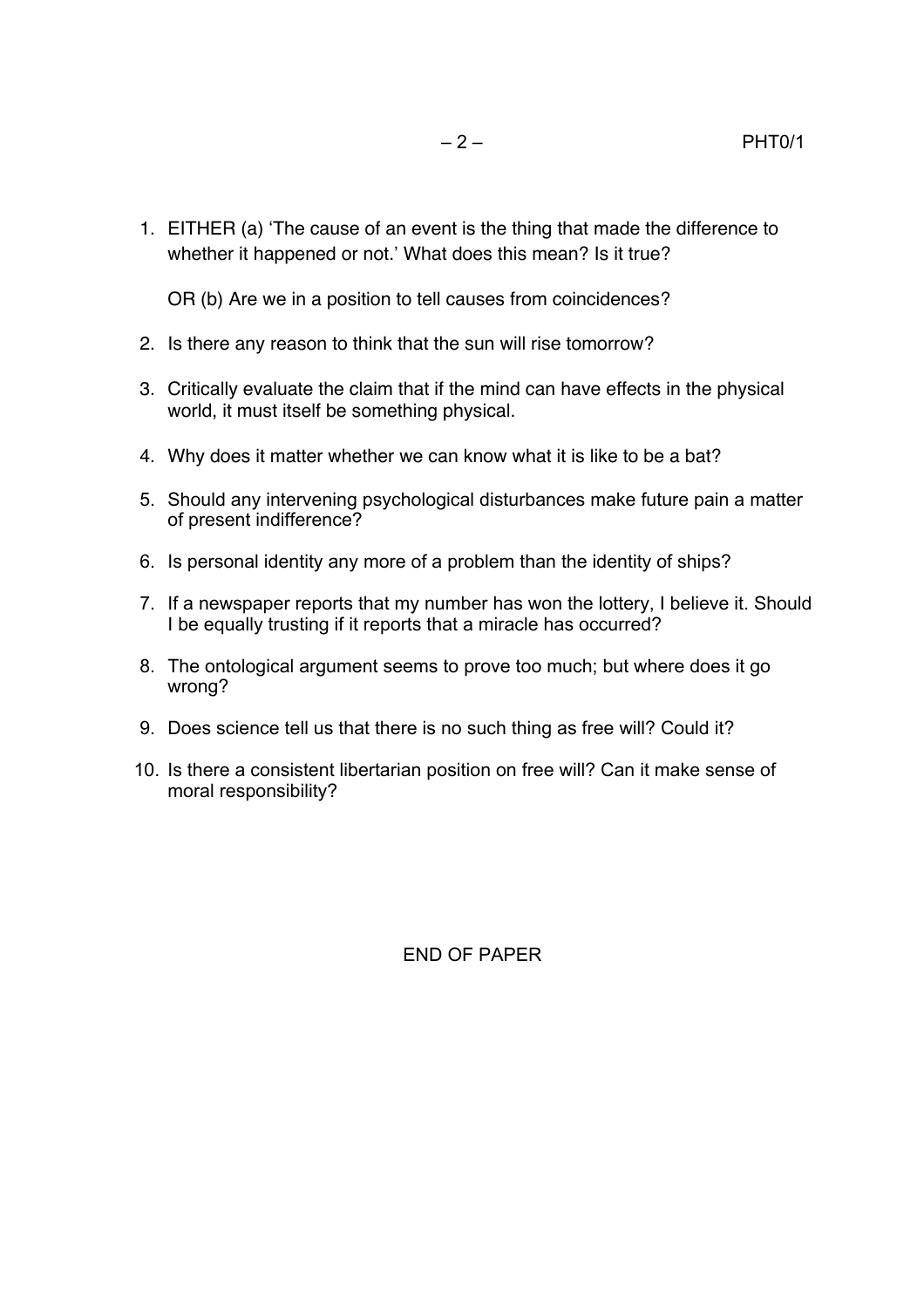1. EITHER (a) ‘The cause of an event is the thing that made the difference to whether it happened or not.’ What does this mean? Is it true?

   OR (b) Are we in a position to tell causes from coincidences?

2. Is there any reason to think that the sun will rise tomorrow?
3. Critically evaluate the claim that if the mind can have effects in the physical world, it must itself be something physical.
4. Why does it matter whether we can know what it is like to be a bat?
5. Should any intervening psychological disturbances make future pain a matter of present indifference?
6. Is personal identity any more of a problem than the identity of ships?
7. If a newspaper reports that my number has won the lottery, I believe it. Should I be equally trusting if it reports that a miracle has occurred?
8. The ontological argument seems to prove too much; but where does it go wrong?
9. Does science tell us that there is no such thing as free will? Could it?
10. Is there a consistent libertarian position on free will? Can it make sense of moral responsibility?

END OF PAPER